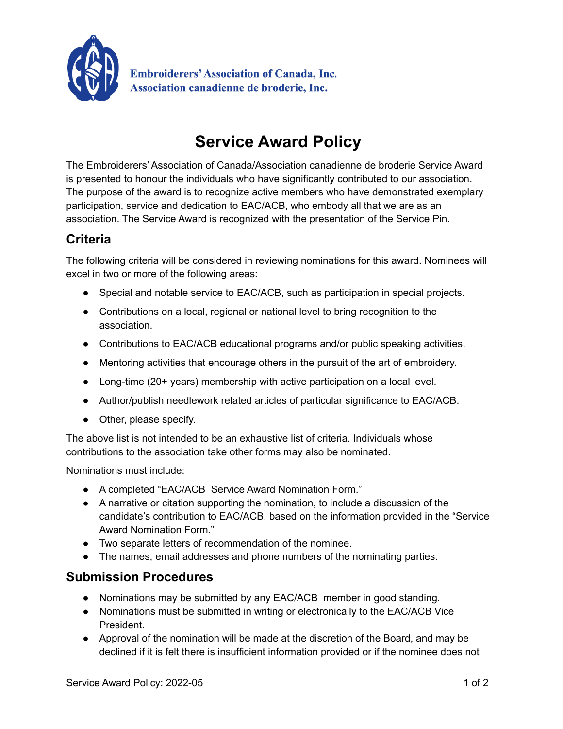Embroiderers' Association of Canada, Inc.
Association canadienne de broderie, Inc.

# Service Award Policy

The Embroiderers' Association of Canada/Association canadienne de broderie Service Award is presented to honour the individuals who have significantly contributed to our association. The purpose of the award is to recognize active members who have demonstrated exemplary participation, service and dedication to EAC/ACB, who embody all that we are as an association. The Service Award is recognized with the presentation of the Service Pin.

## Criteria

The following criteria will be considered in reviewing nominations for this award. Nominees will excel in two or more of the following areas:

- Special and notable service to EAC/ACB, such as participation in special projects.
- Contributions on a local, regional or national level to bring recognition to the association.
- Contributions to EAC/ACB educational programs and/or public speaking activities.
- Mentoring activities that encourage others in the pursuit of the art of embroidery.
- Long-time (20+ years) membership with active participation on a local level.
- Author/publish needlework related articles of particular significance to EAC/ACB.
- Other, please specify.

The above list is not intended to be an exhaustive list of criteria. Individuals whose contributions to the association take other forms may also be nominated.

Nominations must include:

- A completed "EAC/ACB Service Award Nomination Form."
- A narrative or citation supporting the nomination, to include a discussion of the candidate's contribution to EAC/ACB, based on the information provided in the "Service Award Nomination Form."
- Two separate letters of recommendation of the nominee.
- The names, email addresses and phone numbers of the nominating parties.

## Submission Procedures

- Nominations may be submitted by any EAC/ACB member in good standing.
- Nominations must be submitted in writing or electronically to the EAC/ACB Vice President.
- Approval of the nomination will be made at the discretion of the Board, and may be declined if it is felt there is insufficient information provided or if the nominee does not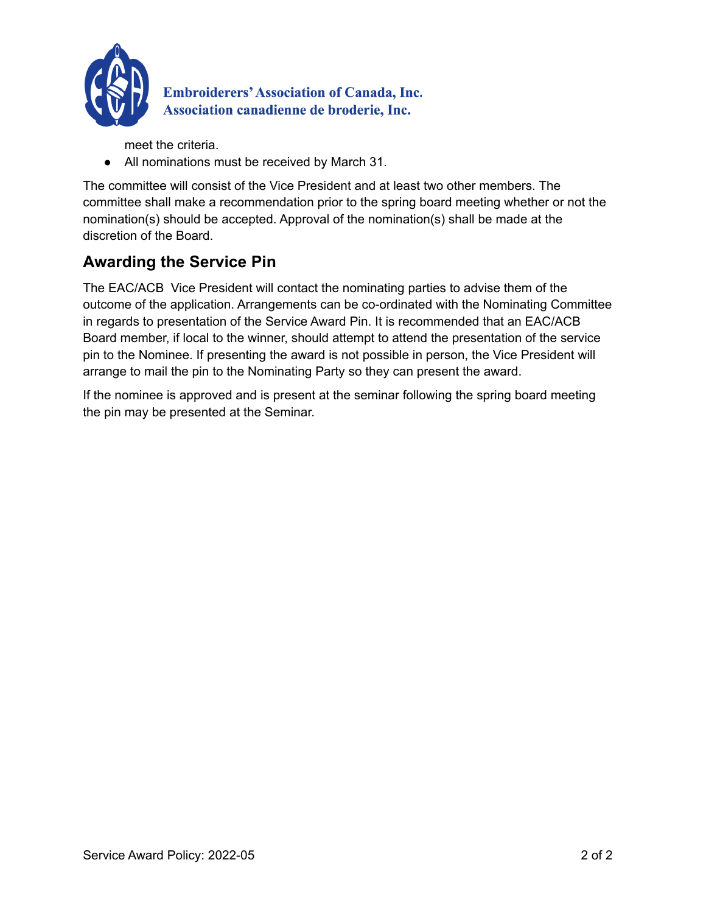meet the criteria.

- All nominations must be received by March 31.

The committee will consist of the Vice President and at least two other members. The committee shall make a recommendation prior to the spring board meeting whether or not the nomination(s) should be accepted. Approval of the nomination(s) shall be made at the discretion of the Board.

## Awarding the Service Pin

The EAC/ACB Vice President will contact the nominating parties to advise them of the outcome of the application. Arrangements can be co-ordinated with the Nominating Committee in regards to presentation of the Service Award Pin. It is recommended that an EAC/ACB Board member, if local to the winner, should attempt to attend the presentation of the service pin to the Nominee. If presenting the award is not possible in person, the Vice President will arrange to mail the pin to the Nominating Party so they can present the award.

If the nominee is approved and is present at the seminar following the spring board meeting the pin may be presented at the Seminar.